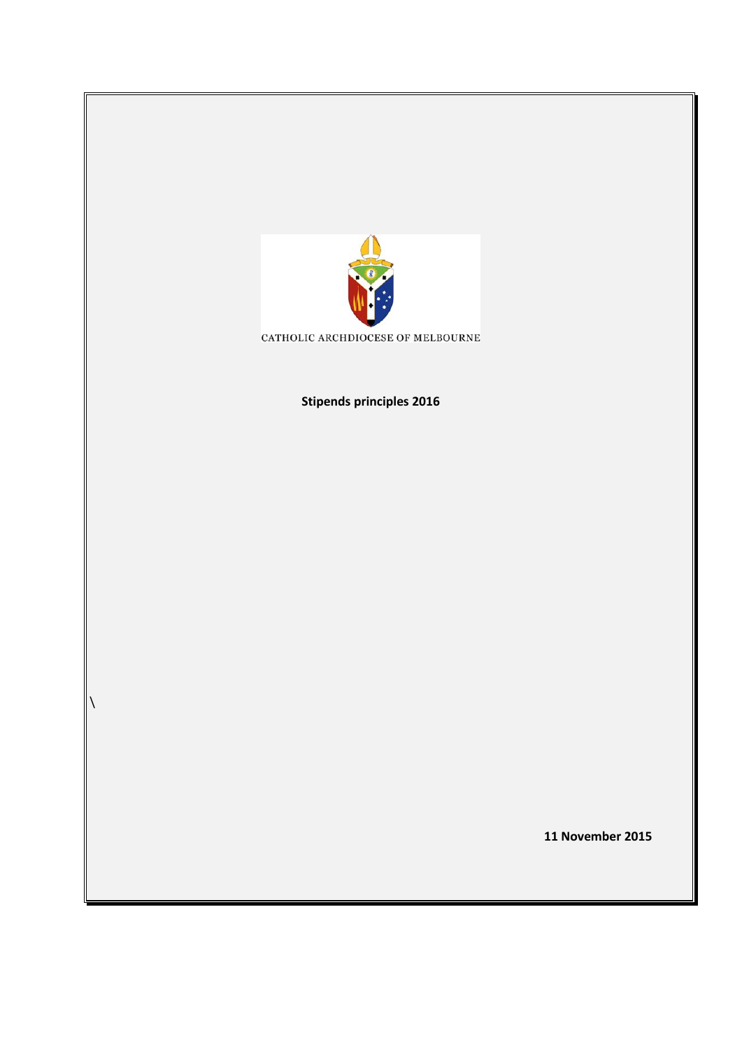CATHOLIC ARCHDIOCESE OF MELBOURNE

**Stipends principles 2016**

\

**11 November 2015**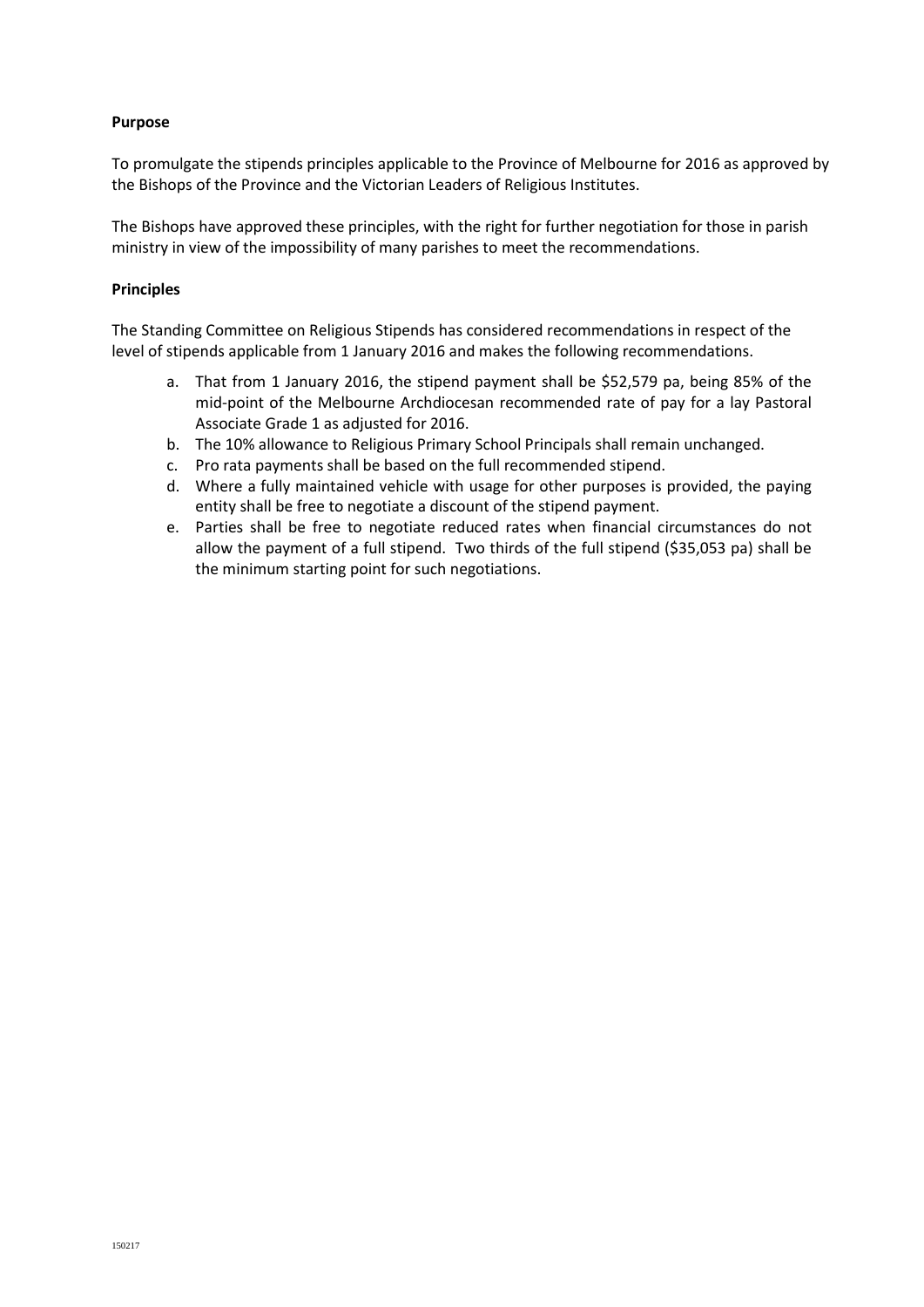**Purpose**

To promulgate the stipends principles applicable to the Province of Melbourne for 2016 as approved by the Bishops of the Province and the Victorian Leaders of Religious Institutes.

The Bishops have approved these principles, with the right for further negotiation for those in parish ministry in view of the impossibility of many parishes to meet the recommendations.

**Principles**

The Standing Committee on Religious Stipends has considered recommendations in respect of the level of stipends applicable from 1 January 2016 and makes the following recommendations.

a. That from 1 January 2016, the stipend payment shall be $52,579 pa, being 85% of the mid-point of the Melbourne Archdiocesan recommended rate of pay for a lay Pastoral Associate Grade 1 as adjusted for 2016.
b. The 10% allowance to Religious Primary School Principals shall remain unchanged.
c. Pro rata payments shall be based on the full recommended stipend.
d. Where a fully maintained vehicle with usage for other purposes is provided, the paying entity shall be free to negotiate a discount of the stipend payment.
e. Parties shall be free to negotiate reduced rates when financial circumstances do not allow the payment of a full stipend. Two thirds of the full stipend ($35,053 pa) shall be the minimum starting point for such negotiations.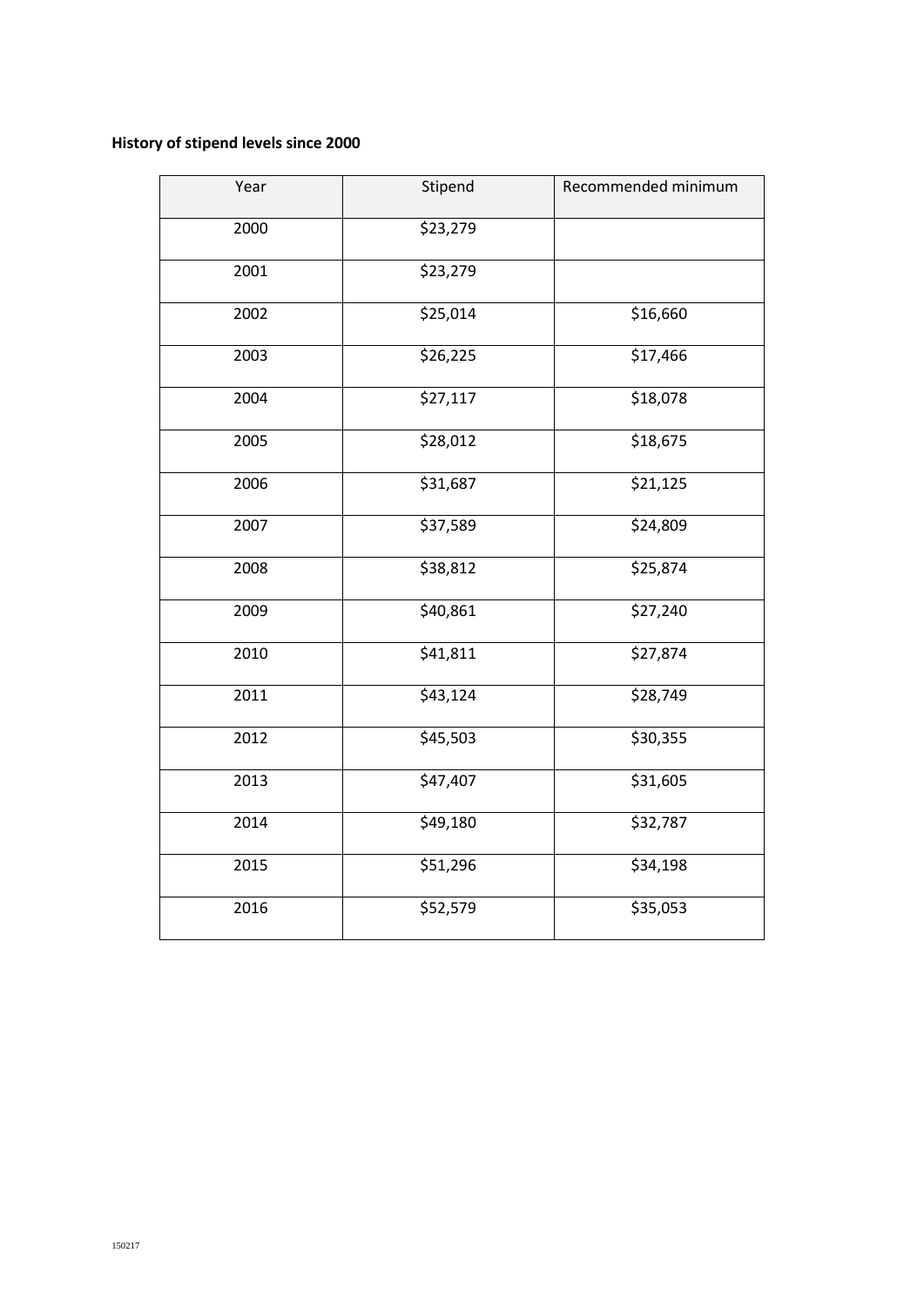**History of stipend levels since 2000**

| Year | Stipend | Recommended minimum |
|---|---|---|
| 2000 | $23,279 | |
| 2001 | $23,279 | |
| 2002 | $25,014 | $16,660 |
| 2003 | $26,225 | $17,466 |
| 2004 | $27,117 | $18,078 |
| 2005 | $28,012 | $18,675 |
| 2006 | $31,687 | $21,125 |
| 2007 | $37,589 | $24,809 |
| 2008 | $38,812 | $25,874 |
| 2009 | $40,861 | $27,240 |
| 2010 | $41,811 | $27,874 |
| 2011 | $43,124 | $28,749 |
| 2012 | $45,503 | $30,355 |
| 2013 | $47,407 | $31,605 |
| 2014 | $49,180 | $32,787 |
| 2015 | $51,296 | $34,198 |
| 2016 | $52,579 | $35,053 |

150217